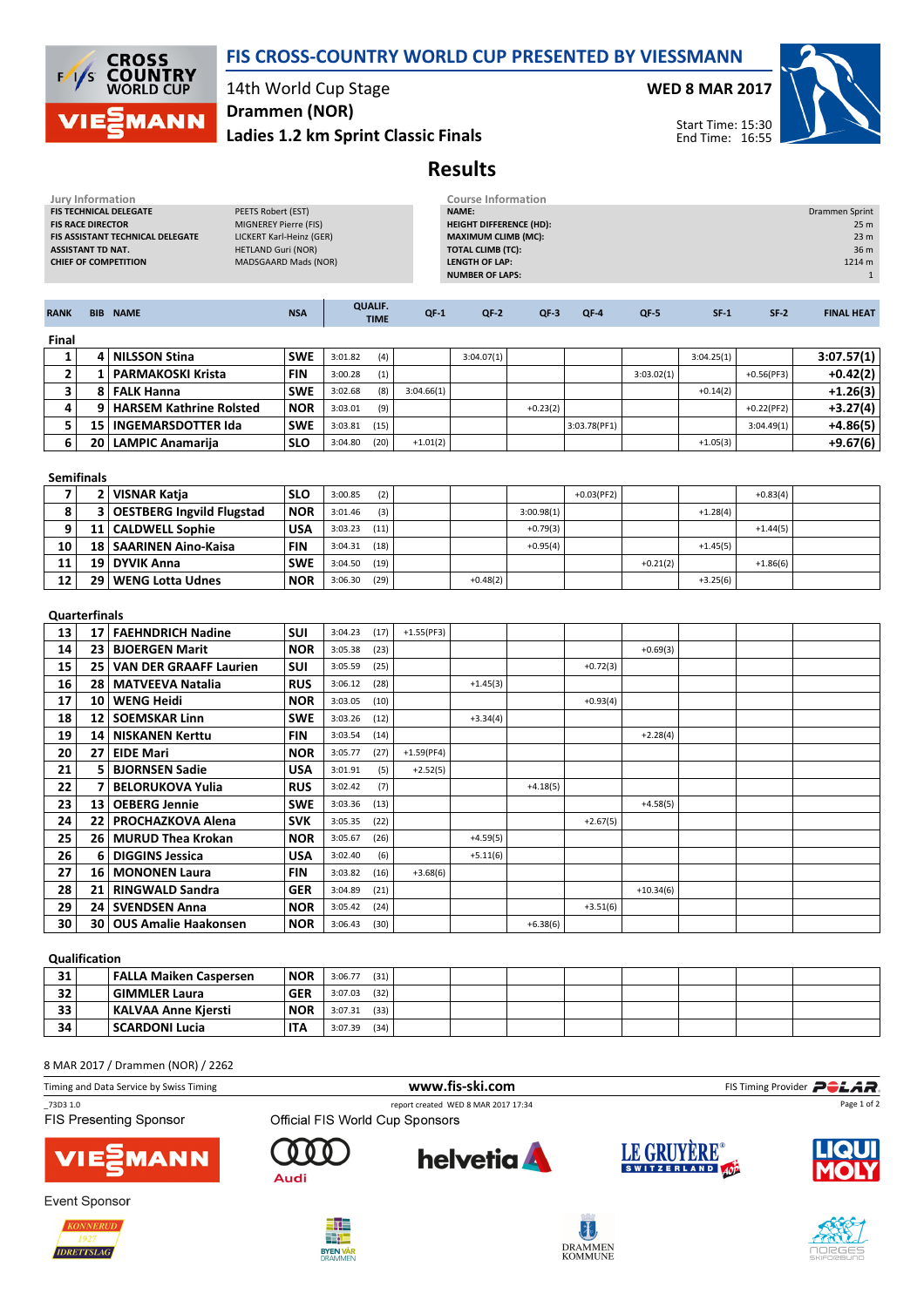# FIS CROSS-COUNTRY WORLD CUP PRESENTED BY VIESSMANN

14th World Cup Stage
Drammen (NOR)
**Ladies 1.2 km Sprint Classic Finals**

**WED 8 MAR 2017**

Start Time: 15:30
End Time: 16:55

## Results

| Jury Information | |
|---|---|
| FIS TECHNICAL DELEGATE | PEETS Robert (EST) |
| FIS RACE DIRECTOR | MIGNEREY Pierre (FIS) |
| FIS ASSISTANT TECHNICAL DELEGATE | LICKERT Karl-Heinz (GER) |
| ASSISTANT TD NAT. | HETLAND Guri (NOR) |
| CHIEF OF COMPETITION | MADSGAARD Mads (NOR) |

| Course Information | |
|---|---|
| NAME: | Drammen Sprint |
| HEIGHT DIFFERENCE (HD): | 25 m |
| MAXIMUM CLIMB (MC): | 23 m |
| TOTAL CLIMB (TC): | 36 m |
| LENGTH OF LAP: | 1214 m |
| NUMBER OF LAPS: | 1 |

| RANK | BIB | NAME | NSA | QUALIF. TIME | QF-1 | QF-2 | QF-3 | QF-4 | QF-5 | SF-1 | SF-2 | FINAL HEAT |
|---|---|---|---|---|---|---|---|---|---|---|---|---|
| **Final** | | | | | | | | | | | | |
| 1 | 4 | NILSSON Stina | SWE | 3:01.82 (4) | | 3:04.07(1) | | | | 3:04.25(1) | | 3:07.57(1) |
| 2 | 1 | PARMAKOSKI Krista | FIN | 3:00.28 (1) | | | | | 3:03.02(1) | | +0.56(PF3) | +0.42(2) |
| 3 | 8 | FALK Hanna | SWE | 3:02.68 (8) | 3:04.66(1) | | | | | +0.14(2) | | +1.26(3) |
| 4 | 9 | HARSEM Kathrine Rolsted | NOR | 3:03.01 (9) | | | +0.23(2) | | | | +0.22(PF2) | +3.27(4) |
| 5 | 15 | INGEMARSDOTTER Ida | SWE | 3:03.81 (15) | | | | 3:03.78(PF1) | | | 3:04.49(1) | +4.86(5) |
| 6 | 20 | LAMPIC Anamarija | SLO | 3:04.80 (20) | +1.01(2) | | | | | +1.05(3) | | +9.67(6) |
| **Semifinals** | | | | | | | | | | | | |
| 7 | 2 | VISNAR Katja | SLO | 3:00.85 (2) | | | | +0.03(PF2) | | | +0.83(4) | |
| 8 | 3 | OESTBERG Ingvild Flugstad | NOR | 3:01.46 (3) | | | 3:00.98(1) | | | +1.28(4) | | |
| 9 | 11 | CALDWELL Sophie | USA | 3:03.23 (11) | | | +0.79(3) | | | | +1.44(5) | |
| 10 | 18 | SAARINEN Aino-Kaisa | FIN | 3:04.31 (18) | | | +0.95(4) | | | +1.45(5) | | |
| 11 | 19 | DYVIK Anna | SWE | 3:04.50 (19) | | | | | +0.21(2) | | +1.86(6) | |
| 12 | 29 | WENG Lotta Udnes | NOR | 3:06.30 (29) | | +0.48(2) | | | | +3.25(6) | | |
| **Quarterfinals** | | | | | | | | | | | | |
| 13 | 17 | FAEHNDRICH Nadine | SUI | 3:04.23 (17) | +1.55(PF3) | | | | | | | |
| 14 | 23 | BJOERGEN Marit | NOR | 3:05.38 (23) | | | | | +0.69(3) | | | |
| 15 | 25 | VAN DER GRAAFF Laurien | SUI | 3:05.59 (25) | | | | +0.72(3) | | | | |
| 16 | 28 | MATVEEVA Natalia | RUS | 3:06.12 (28) | | +1.45(3) | | | | | | |
| 17 | 10 | WENG Heidi | NOR | 3:03.05 (10) | | | | +0.93(4) | | | | |
| 18 | 12 | SOEMSKAR Linn | SWE | 3:03.26 (12) | | +3.34(4) | | | | | | |
| 19 | 14 | NISKANEN Kerttu | FIN | 3:03.54 (14) | | | | | +2.28(4) | | | |
| 20 | 27 | EIDE Mari | NOR | 3:05.77 (27) | +1.59(PF4) | | | | | | | |
| 21 | 5 | BJORNSEN Sadie | USA | 3:01.91 (5) | +2.52(5) | | | | | | | |
| 22 | 7 | BELORUKOVA Yulia | RUS | 3:02.42 (7) | | | +4.18(5) | | | | | |
| 23 | 13 | OEBERG Jennie | SWE | 3:03.36 (13) | | | | | +4.58(5) | | | |
| 24 | 22 | PROCHAZKOVA Alena | SVK | 3:05.35 (22) | | | | +2.67(5) | | | | |
| 25 | 26 | MURUD Thea Krokan | NOR | 3:05.67 (26) | | +4.59(5) | | | | | | |
| 26 | 6 | DIGGINS Jessica | USA | 3:02.40 (6) | | +5.11(6) | | | | | | |
| 27 | 16 | MONONEN Laura | FIN | 3:03.82 (16) | +3.68(6) | | | | | | | |
| 28 | 21 | RINGWALD Sandra | GER | 3:04.89 (21) | | | | | +10.34(6) | | | |
| 29 | 24 | SVENDSEN Anna | NOR | 3:05.42 (24) | | | | +3.51(6) | | | | |
| 30 | 30 | OUS Amalie Haakonsen | NOR | 3:06.43 (30) | | | +6.38(6) | | | | | |
| **Qualification** | | | | | | | | | | | | |
| 31 | | FALLA Maiken Caspersen | NOR | 3:06.77 (31) | | | | | | | | |
| 32 | | GIMMLER Laura | GER | 3:07.03 (32) | | | | | | | | |
| 33 | | KALVAA Anne Kjersti | NOR | 3:07.31 (33) | | | | | | | | |
| 34 | | SCARDONI Lucia | ITA | 3:07.39 (34) | | | | | | | | |

8 MAR 2017 / Drammen (NOR) / 2262

Timing and Data Service by Swiss Timing — www.fis-ski.com — FIS Timing Provider POLAR

_73D3 1.0 — report created WED 8 MAR 2017 17:34

FIS Presenting Sponsor — Official FIS World Cup Sponsors

Event Sponsor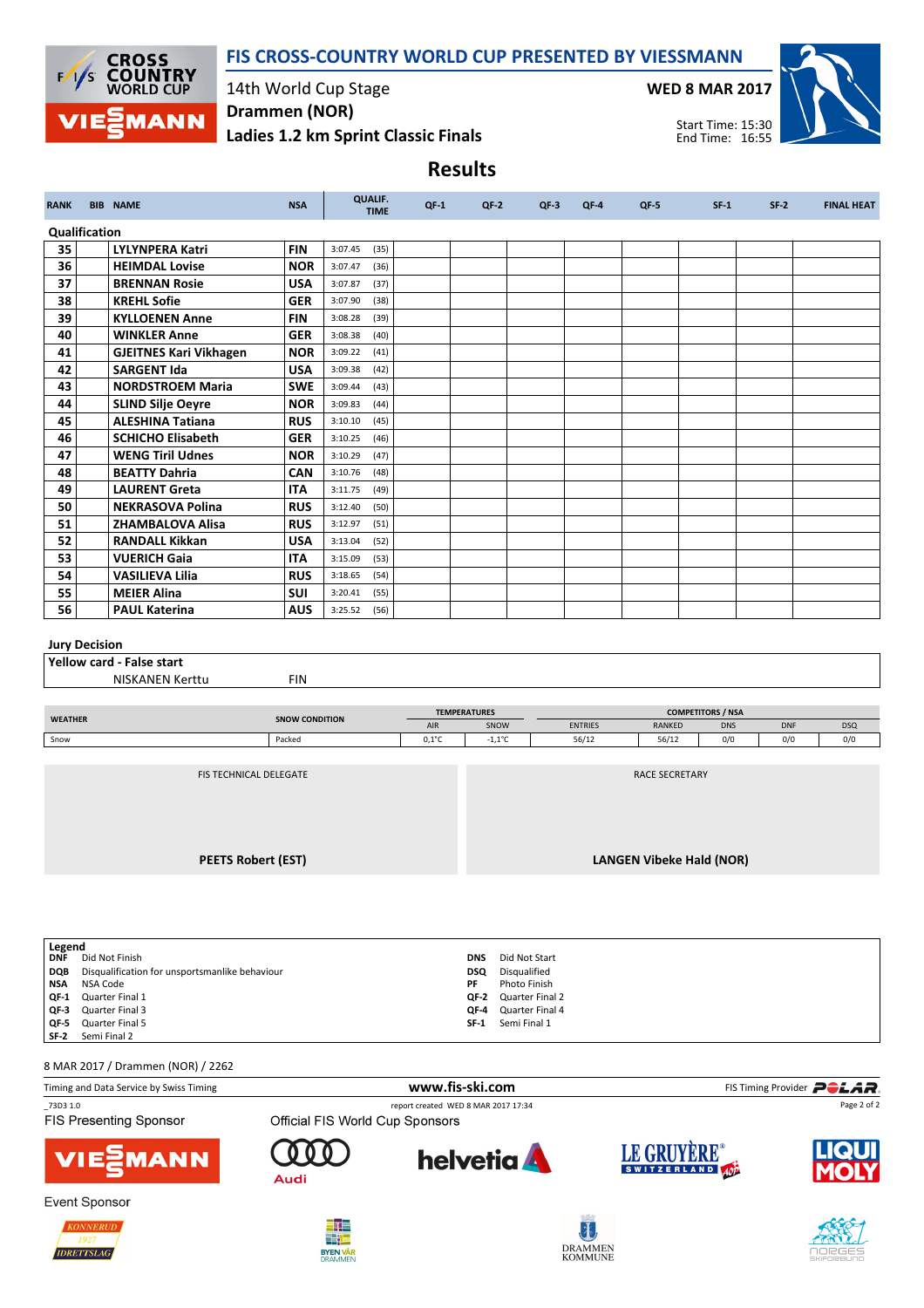# FIS CROSS-COUNTRY WORLD CUP PRESENTED BY VIESSMANN

14th World Cup Stage
Drammen (NOR)
Ladies 1.2 km Sprint Classic Finals

**WED 8 MAR 2017**

Start Time: 15:30
End Time: 16:55

## Results

| RANK | BIB | NAME | NSA | QUALIF. TIME | | QF-1 | QF-2 | QF-3 | QF-4 | QF-5 | SF-1 | SF-2 | FINAL HEAT |
|---|---|---|---|---|---|---|---|---|---|---|---|---|---|
| **Qualification** | | | | | | | | | | | | | |
| 35 | | LYLYNPERA Katri | FIN | 3:07.45 | (35) | | | | | | | | |
| 36 | | HEIMDAL Lovise | NOR | 3:07.47 | (36) | | | | | | | | |
| 37 | | BRENNAN Rosie | USA | 3:07.87 | (37) | | | | | | | | |
| 38 | | KREHL Sofie | GER | 3:07.90 | (38) | | | | | | | | |
| 39 | | KYLLOENEN Anne | FIN | 3:08.28 | (39) | | | | | | | | |
| 40 | | WINKLER Anne | GER | 3:08.38 | (40) | | | | | | | | |
| 41 | | GJEITNES Kari Vikhagen | NOR | 3:09.22 | (41) | | | | | | | | |
| 42 | | SARGENT Ida | USA | 3:09.38 | (42) | | | | | | | | |
| 43 | | NORDSTROEM Maria | SWE | 3:09.44 | (43) | | | | | | | | |
| 44 | | SLIND Silje Oeyre | NOR | 3:09.83 | (44) | | | | | | | | |
| 45 | | ALESHINA Tatiana | RUS | 3:10.10 | (45) | | | | | | | | |
| 46 | | SCHICHO Elisabeth | GER | 3:10.25 | (46) | | | | | | | | |
| 47 | | WENG Tiril Udnes | NOR | 3:10.29 | (47) | | | | | | | | |
| 48 | | BEATTY Dahria | CAN | 3:10.76 | (48) | | | | | | | | |
| 49 | | LAURENT Greta | ITA | 3:11.75 | (49) | | | | | | | | |
| 50 | | NEKRASOVA Polina | RUS | 3:12.40 | (50) | | | | | | | | |
| 51 | | ZHAMBALOVA Alisa | RUS | 3:12.97 | (51) | | | | | | | | |
| 52 | | RANDALL Kikkan | USA | 3:13.04 | (52) | | | | | | | | |
| 53 | | VUERICH Gaia | ITA | 3:15.09 | (53) | | | | | | | | |
| 54 | | VASILIEVA Lilia | RUS | 3:18.65 | (54) | | | | | | | | |
| 55 | | MEIER Alina | SUI | 3:20.41 | (55) | | | | | | | | |
| 56 | | PAUL Katerina | AUS | 3:25.52 | (56) | | | | | | | | |

**Jury Decision**

| Yellow card - False start | |
|---|---|
| NISKANEN Kerttu | FIN |

| WEATHER | SNOW CONDITION | TEMPERATURES | | COMPETITORS / NSA | | | | |
|---|---|---|---|---|---|---|---|---|
| | | AIR | SNOW | ENTRIES | RANKED | DNS | DNF | DSQ |
| Snow | Packed | 0,1°C | -1,1°C | 56/12 | 56/12 | 0/0 | 0/0 | 0/0 |

| FIS TECHNICAL DELEGATE | RACE SECRETARY |
|---|---|
| **PEETS Robert (EST)** | **LANGEN Vibeke Hald (NOR)** |

**Legend**

| | | | |
|---|---|---|---|
| **DNF** | Did Not Finish | **DNS** | Did Not Start |
| **DQB** | Disqualification for unsportsmanlike behaviour | **DSQ** | Disqualified |
| **NSA** | NSA Code | **PF** | Photo Finish |
| **QF-1** | Quarter Final 1 | **QF-2** | Quarter Final 2 |
| **QF-3** | Quarter Final 3 | **QF-4** | Quarter Final 4 |
| **QF-5** | Quarter Final 5 | **SF-1** | Semi Final 1 |
| **SF-2** | Semi Final 2 | | |

8 MAR 2017 / Drammen (NOR) / 2262

Timing and Data Service by Swiss Timing — www.fis-ski.com — FIS Timing Provider POLAR

_73D3 1.0 — report created WED 8 MAR 2017 17:34

FIS Presenting Sponsor — Official FIS World Cup Sponsors

Event Sponsor